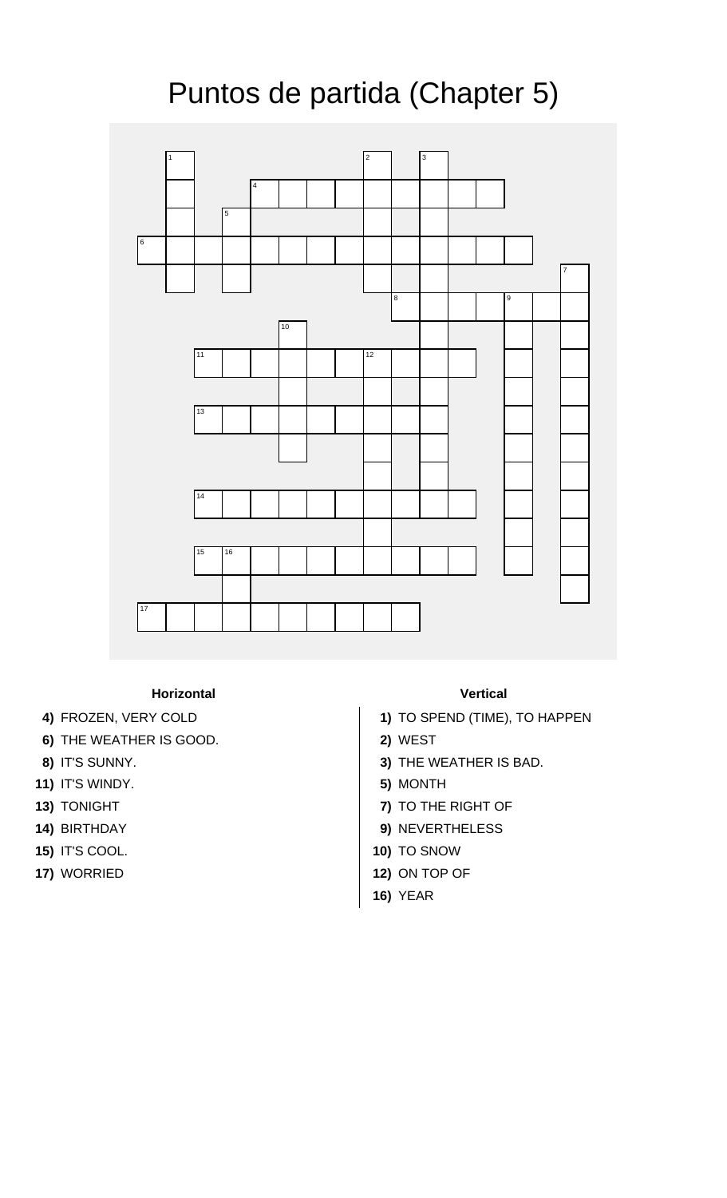# Puntos de partida (Chapter 5)

### Horizontal

**4)** FROZEN, VERY COLD
**6)** THE WEATHER IS GOOD.
**8)** IT'S SUNNY.
**11)** IT'S WINDY.
**13)** TONIGHT
**14)** BIRTHDAY
**15)** IT'S COOL.
**17)** WORRIED

### Vertical

**1)** TO SPEND (TIME), TO HAPPEN
**2)** WEST
**3)** THE WEATHER IS BAD.
**5)** MONTH
**7)** TO THE RIGHT OF
**9)** NEVERTHELESS
**10)** TO SNOW
**12)** ON TOP OF
**16)** YEAR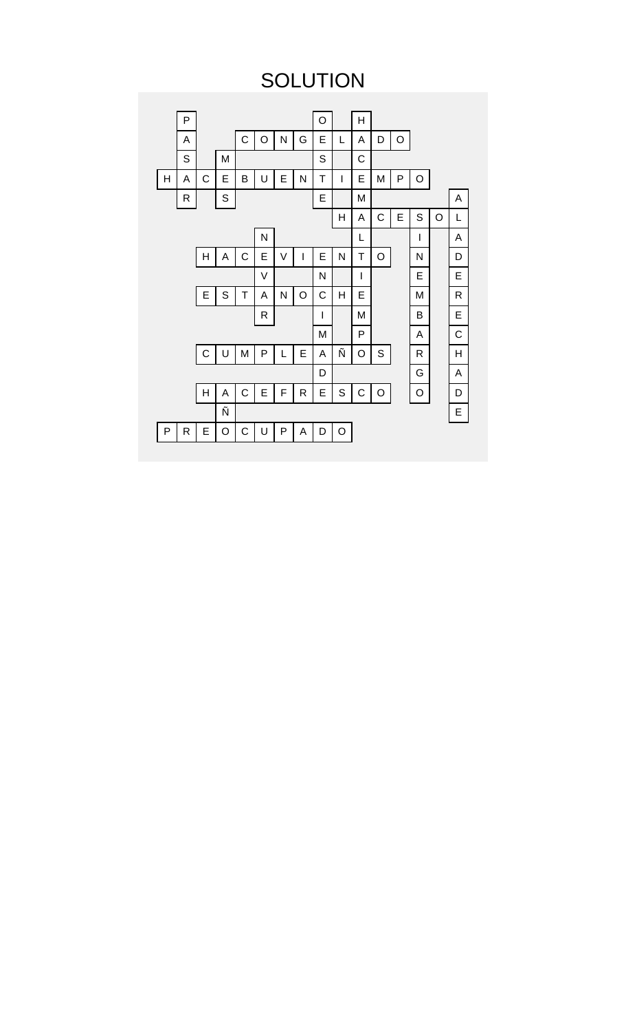# SOLUTION

| | | | | | | | | | | | | | | | |
|---|---|---|---|---|---|---|---|---|---|---|---|---|---|---|---|
| | P | | | | | | | O | | H | | | | | |
| | A | | | C | O | N | G | E | L | A | D | O | | | |
| | S | | M | | | | | S | | C | | | | | |
| H | A | C | E | B | U | E | N | T | I | E | M | P | O | | |
| | R | | S | | | | | E | | M | | | | | A |
| | | | | | | | | | H | A | C | E | S | O | L |
| | | | | | N | | | | | L | | | I | | A |
| | | H | A | C | E | V | I | E | N | T | O | | N | | D |
| | | | | | V | | | N | | I | | | E | | E |
| | | E | S | T | A | N | O | C | H | E | | | M | | R |
| | | | | | R | | | I | | M | | | B | | E |
| | | | | | | | | M | | P | | | A | | C |
| | | C | U | M | P | L | E | A | Ñ | O | S | | R | | H |
| | | | | | | | | D | | | | | G | | A |
| | | H | A | C | E | F | R | E | S | C | O | | O | | D |
| | | | Ñ | | | | | | | | | | | | E |
| P | R | E | O | C | U | P | A | D | O | | | | | | |